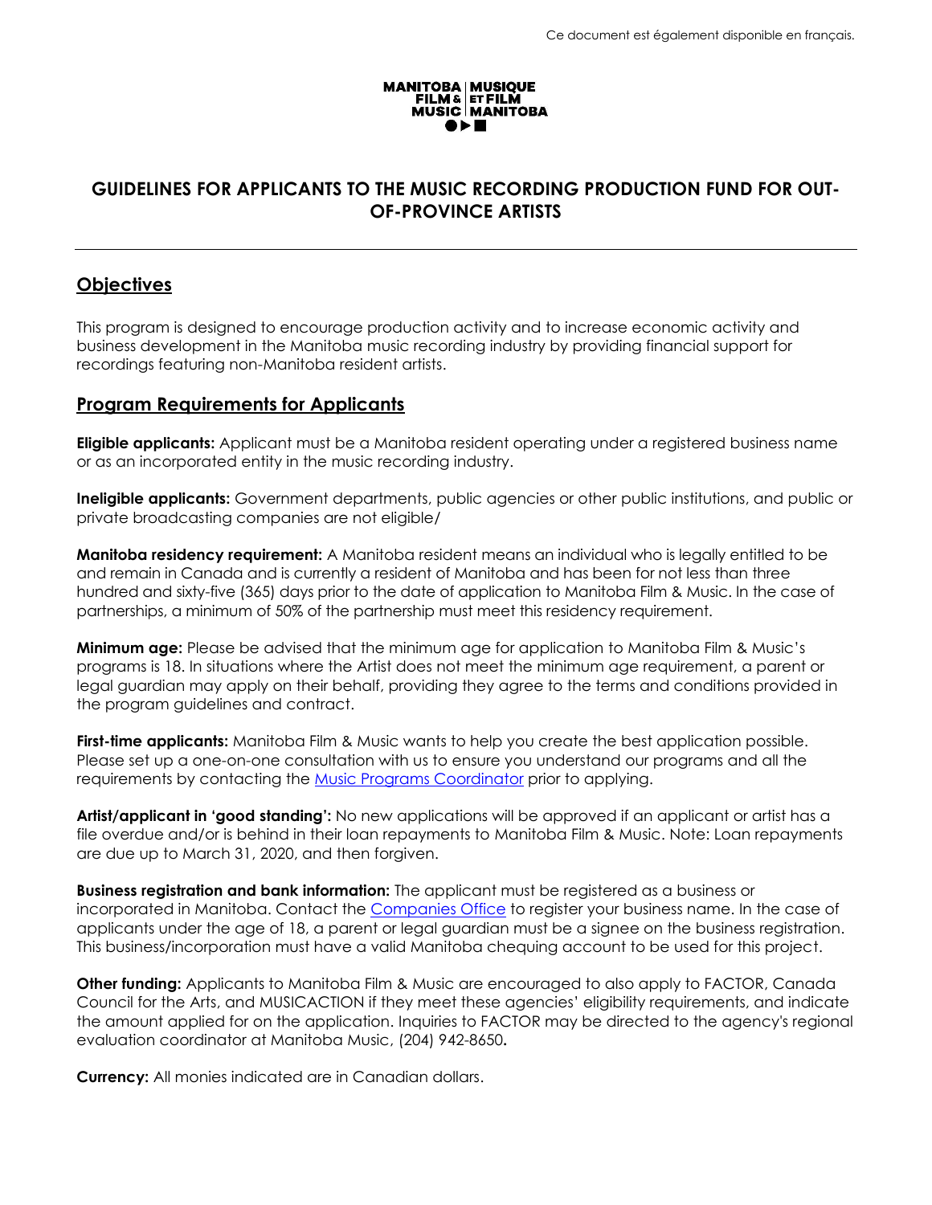Ce document est également disponible en français.

MANITOBA FILM & MUSIC | MUSIQUE ET FILM MANITOBA

# GUIDELINES FOR APPLICANTS TO THE MUSIC RECORDING PRODUCTION FUND FOR OUT-OF-PROVINCE ARTISTS

---

## Objectives

This program is designed to encourage production activity and to increase economic activity and business development in the Manitoba music recording industry by providing financial support for recordings featuring non-Manitoba resident artists.

## Program Requirements for Applicants

**Eligible applicants:** Applicant must be a Manitoba resident operating under a registered business name or as an incorporated entity in the music recording industry.

**Ineligible applicants:** Government departments, public agencies or other public institutions, and public or private broadcasting companies are not eligible/

**Manitoba residency requirement:** A Manitoba resident means an individual who is legally entitled to be and remain in Canada and is currently a resident of Manitoba and has been for not less than three hundred and sixty-five (365) days prior to the date of application to Manitoba Film & Music. In the case of partnerships, a minimum of 50% of the partnership must meet this residency requirement.

**Minimum age:** Please be advised that the minimum age for application to Manitoba Film & Music's programs is 18. In situations where the Artist does not meet the minimum age requirement, a parent or legal guardian may apply on their behalf, providing they agree to the terms and conditions provided in the program guidelines and contract.

**First-time applicants:** Manitoba Film & Music wants to help you create the best application possible. Please set up a one-on-one consultation with us to ensure you understand our programs and all the requirements by contacting the Music Programs Coordinator prior to applying.

**Artist/applicant in 'good standing':** No new applications will be approved if an applicant or artist has a file overdue and/or is behind in their loan repayments to Manitoba Film & Music. Note: Loan repayments are due up to March 31, 2020, and then forgiven.

**Business registration and bank information:** The applicant must be registered as a business or incorporated in Manitoba. Contact the Companies Office to register your business name. In the case of applicants under the age of 18, a parent or legal guardian must be a signee on the business registration. This business/incorporation must have a valid Manitoba chequing account to be used for this project.

**Other funding:** Applicants to Manitoba Film & Music are encouraged to also apply to FACTOR, Canada Council for the Arts, and MUSICACTION if they meet these agencies' eligibility requirements, and indicate the amount applied for on the application. Inquiries to FACTOR may be directed to the agency's regional evaluation coordinator at Manitoba Music, (204) 942-8650.

**Currency:** All monies indicated are in Canadian dollars.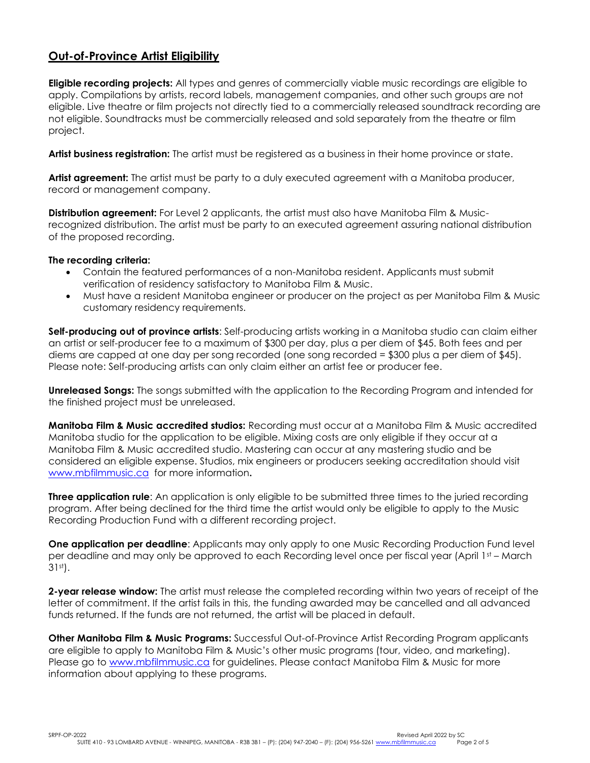## Out-of-Province Artist Eligibility

**Eligible recording projects:** All types and genres of commercially viable music recordings are eligible to apply. Compilations by artists, record labels, management companies, and other such groups are not eligible. Live theatre or film projects not directly tied to a commercially released soundtrack recording are not eligible. Soundtracks must be commercially released and sold separately from the theatre or film project.

**Artist business registration:** The artist must be registered as a business in their home province or state.

**Artist agreement:** The artist must be party to a duly executed agreement with a Manitoba producer, record or management company.

**Distribution agreement:** For Level 2 applicants, the artist must also have Manitoba Film & Music-recognized distribution. The artist must be party to an executed agreement assuring national distribution of the proposed recording.

**The recording criteria:**

- Contain the featured performances of a non-Manitoba resident. Applicants must submit verification of residency satisfactory to Manitoba Film & Music.
- Must have a resident Manitoba engineer or producer on the project as per Manitoba Film & Music customary residency requirements.

**Self-producing out of province artists**: Self-producing artists working in a Manitoba studio can claim either an artist or self-producer fee to a maximum of $300 per day, plus a per diem of $45. Both fees and per diems are capped at one day per song recorded (one song recorded = $300 plus a per diem of $45). Please note: Self-producing artists can only claim either an artist fee or producer fee.

**Unreleased Songs:** The songs submitted with the application to the Recording Program and intended for the finished project must be unreleased.

**Manitoba Film & Music accredited studios:** Recording must occur at a Manitoba Film & Music accredited Manitoba studio for the application to be eligible. Mixing costs are only eligible if they occur at a Manitoba Film & Music accredited studio. Mastering can occur at any mastering studio and be considered an eligible expense. Studios, mix engineers or producers seeking accreditation should visit www.mbfilmmusic.ca for more information**.**

**Three application rule**: An application is only eligible to be submitted three times to the juried recording program. After being declined for the third time the artist would only be eligible to apply to the Music Recording Production Fund with a different recording project.

**One application per deadline**: Applicants may only apply to one Music Recording Production Fund level per deadline and may only be approved to each Recording level once per fiscal year (April 1st – March 31st).

**2-year release window:** The artist must release the completed recording within two years of receipt of the letter of commitment. If the artist fails in this, the funding awarded may be cancelled and all advanced funds returned. If the funds are not returned, the artist will be placed in default.

**Other Manitoba Film & Music Programs:** Successful Out-of-Province Artist Recording Program applicants are eligible to apply to Manitoba Film & Music's other music programs (tour, video, and marketing). Please go to www.mbfilmmusic.ca for guidelines. Please contact Manitoba Film & Music for more information about applying to these programs.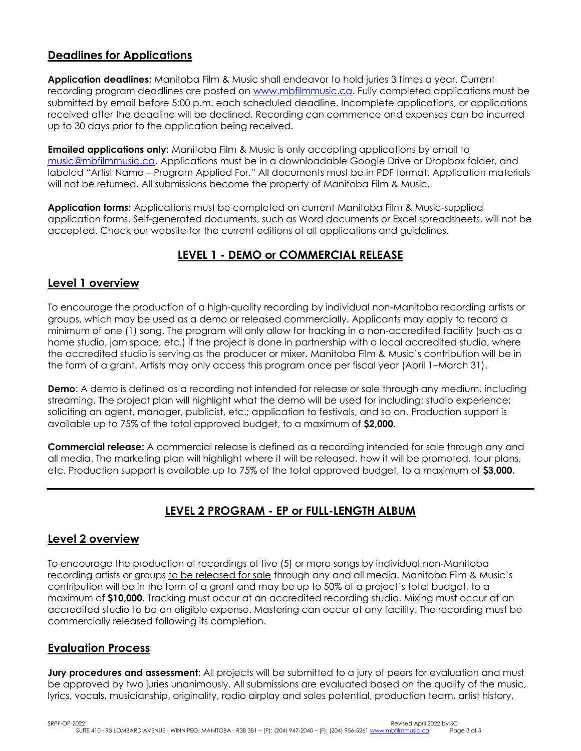## Deadlines for Applications

**Application deadlines:** Manitoba Film & Music shall endeavor to hold juries 3 times a year. Current recording program deadlines are posted on www.mbfilmmusic.ca. Fully completed applications must be submitted by email before 5:00 p.m. each scheduled deadline. Incomplete applications, or applications received after the deadline will be declined. Recording can commence and expenses can be incurred up to 30 days prior to the application being received.

**Emailed applications only:** Manitoba Film & Music is only accepting applications by email to music@mbfilmmusic.ca. Applications must be in a downloadable Google Drive or Dropbox folder, and labeled "Artist Name – Program Applied For." All documents must be in PDF format. Application materials will not be returned. All submissions become the property of Manitoba Film & Music.

**Application forms:** Applications must be completed on current Manitoba Film & Music-supplied application forms. Self-generated documents, such as Word documents or Excel spreadsheets, will not be accepted. Check our website for the current editions of all applications and guidelines.

# LEVEL 1 - DEMO or COMMERCIAL RELEASE

## Level 1 overview

To encourage the production of a high-quality recording by individual non-Manitoba recording artists or groups, which may be used as a demo or released commercially. Applicants may apply to record a minimum of one (1) song. The program will only allow for tracking in a non-accredited facility (such as a home studio, jam space, etc.) if the project is done in partnership with a local accredited studio, where the accredited studio is serving as the producer or mixer. Manitoba Film & Music's contribution will be in the form of a grant. Artists may only access this program once per fiscal year (April 1–March 31).

**Demo**: A demo is defined as a recording not intended for release or sale through any medium, including streaming. The project plan will highlight what the demo will be used for including: studio experience; soliciting an agent, manager, publicist, etc.; application to festivals, and so on. Production support is available up to 75% of the total approved budget, to a maximum of **$2,000**.

**Commercial release:** A commercial release is defined as a recording intended for sale through any and all media. The marketing plan will highlight where it will be released, how it will be promoted, tour plans, etc. Production support is available up to 75% of the total approved budget, to a maximum of **$3,000.**

---

# LEVEL 2 PROGRAM - EP or FULL-LENGTH ALBUM

## Level 2 overview

To encourage the production of recordings of five (5) or more songs by individual non-Manitoba recording artists or groups to be released for sale through any and all media. Manitoba Film & Music's contribution will be in the form of a grant and may be up to 50% of a project's total budget, to a maximum of **$10,000**. Tracking must occur at an accredited recording studio. Mixing must occur at an accredited studio to be an eligible expense. Mastering can occur at any facility. The recording must be commercially released following its completion.

## Evaluation Process

**Jury procedures and assessment**: All projects will be submitted to a jury of peers for evaluation and must be approved by two juries unanimously. All submissions are evaluated based on the quality of the music, lyrics, vocals, musicianship, originality, radio airplay and sales potential, production team, artist history,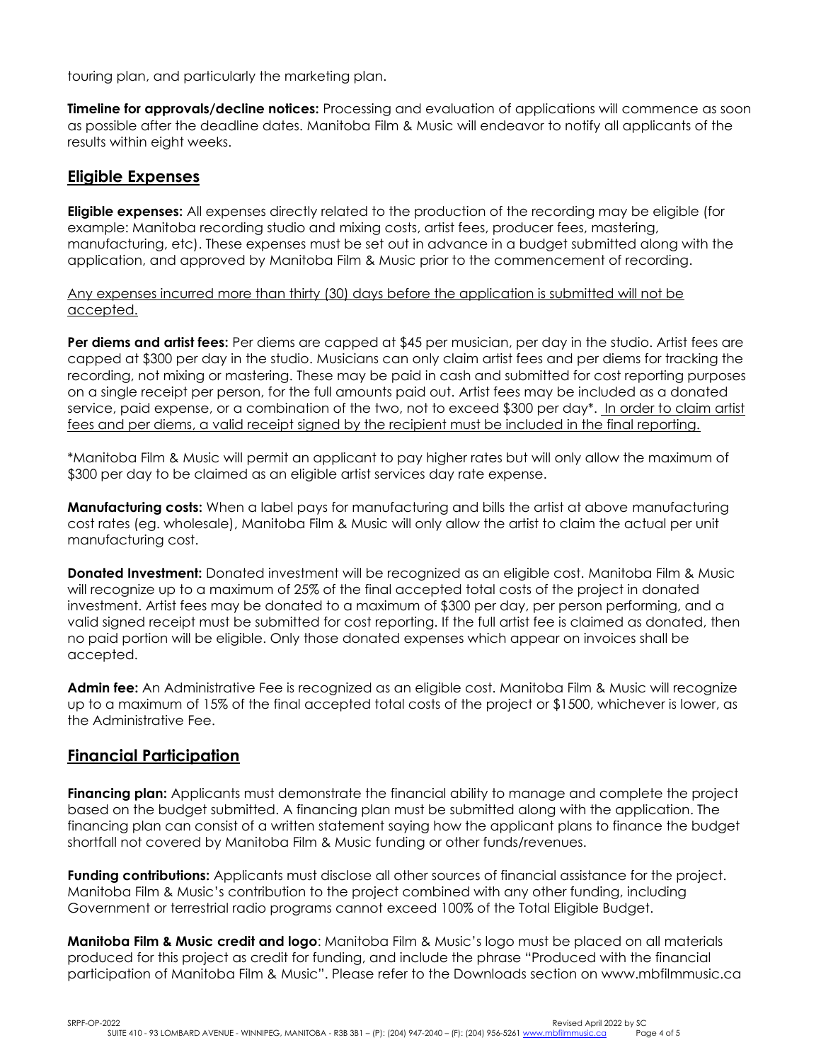touring plan, and particularly the marketing plan.

**Timeline for approvals/decline notices:** Processing and evaluation of applications will commence as soon as possible after the deadline dates. Manitoba Film & Music will endeavor to notify all applicants of the results within eight weeks.

## Eligible Expenses

**Eligible expenses:** All expenses directly related to the production of the recording may be eligible (for example: Manitoba recording studio and mixing costs, artist fees, producer fees, mastering, manufacturing, etc). These expenses must be set out in advance in a budget submitted along with the application, and approved by Manitoba Film & Music prior to the commencement of recording.

Any expenses incurred more than thirty (30) days before the application is submitted will not be accepted.

**Per diems and artist fees:** Per diems are capped at $45 per musician, per day in the studio. Artist fees are capped at $300 per day in the studio. Musicians can only claim artist fees and per diems for tracking the recording, not mixing or mastering. These may be paid in cash and submitted for cost reporting purposes on a single receipt per person, for the full amounts paid out. Artist fees may be included as a donated service, paid expense, or a combination of the two, not to exceed $300 per day*. In order to claim artist fees and per diems, a valid receipt signed by the recipient must be included in the final reporting.

*Manitoba Film & Music will permit an applicant to pay higher rates but will only allow the maximum of $300 per day to be claimed as an eligible artist services day rate expense.

**Manufacturing costs:** When a label pays for manufacturing and bills the artist at above manufacturing cost rates (eg. wholesale), Manitoba Film & Music will only allow the artist to claim the actual per unit manufacturing cost.

**Donated Investment:** Donated investment will be recognized as an eligible cost. Manitoba Film & Music will recognize up to a maximum of 25% of the final accepted total costs of the project in donated investment. Artist fees may be donated to a maximum of $300 per day, per person performing, and a valid signed receipt must be submitted for cost reporting. If the full artist fee is claimed as donated, then no paid portion will be eligible. Only those donated expenses which appear on invoices shall be accepted.

**Admin fee:** An Administrative Fee is recognized as an eligible cost. Manitoba Film & Music will recognize up to a maximum of 15% of the final accepted total costs of the project or $1500, whichever is lower, as the Administrative Fee.

## Financial Participation

**Financing plan:** Applicants must demonstrate the financial ability to manage and complete the project based on the budget submitted. A financing plan must be submitted along with the application. The financing plan can consist of a written statement saying how the applicant plans to finance the budget shortfall not covered by Manitoba Film & Music funding or other funds/revenues.

**Funding contributions:** Applicants must disclose all other sources of financial assistance for the project. Manitoba Film & Music's contribution to the project combined with any other funding, including Government or terrestrial radio programs cannot exceed 100% of the Total Eligible Budget.

**Manitoba Film & Music credit and logo**: Manitoba Film & Music's logo must be placed on all materials produced for this project as credit for funding, and include the phrase "Produced with the financial participation of Manitoba Film & Music". Please refer to the Downloads section on www.mbfilmmusic.ca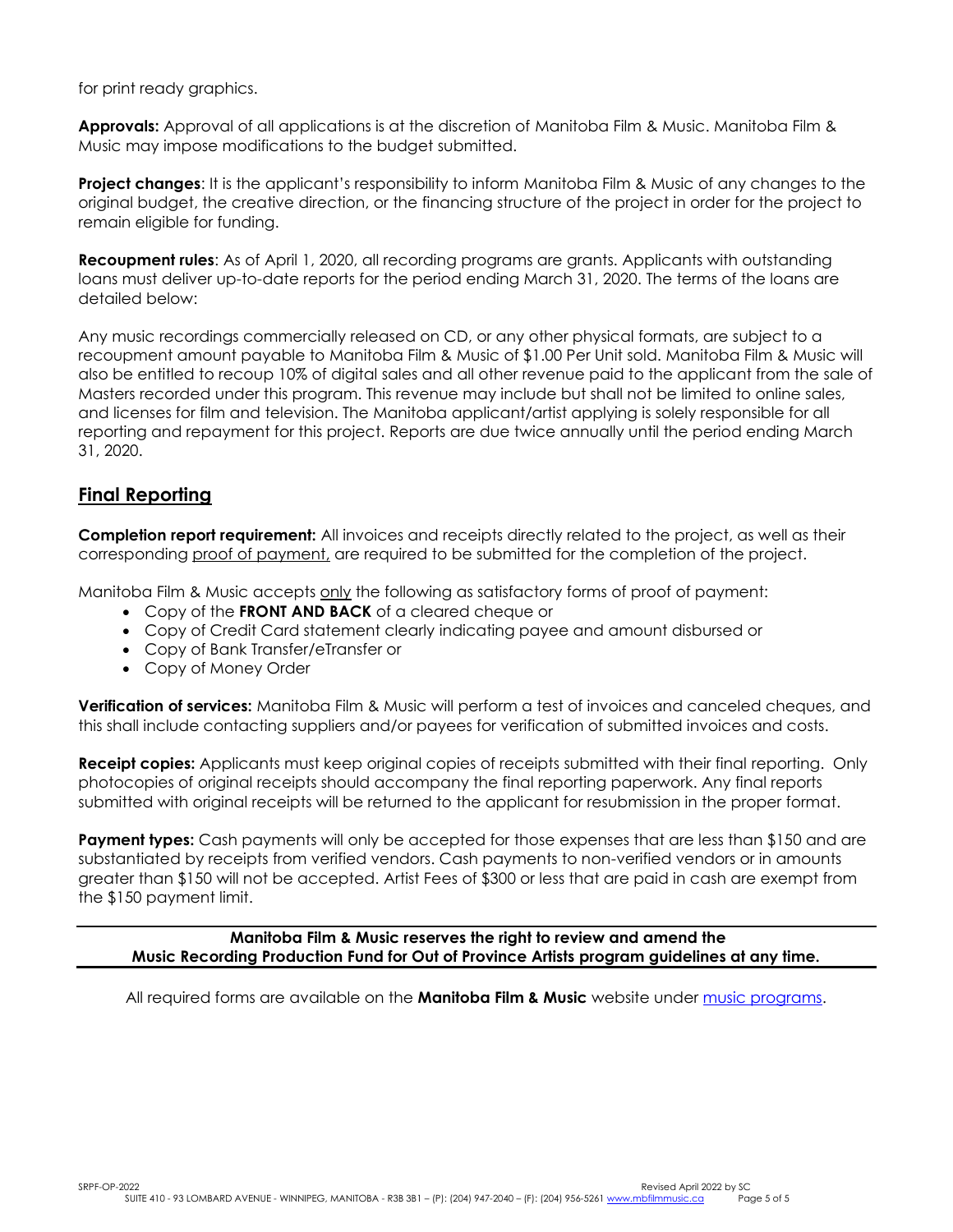for print ready graphics.

**Approvals:** Approval of all applications is at the discretion of Manitoba Film & Music. Manitoba Film & Music may impose modifications to the budget submitted.

**Project changes**: It is the applicant's responsibility to inform Manitoba Film & Music of any changes to the original budget, the creative direction, or the financing structure of the project in order for the project to remain eligible for funding.

**Recoupment rules**: As of April 1, 2020, all recording programs are grants. Applicants with outstanding loans must deliver up-to-date reports for the period ending March 31, 2020. The terms of the loans are detailed below:

Any music recordings commercially released on CD, or any other physical formats, are subject to a recoupment amount payable to Manitoba Film & Music of $1.00 Per Unit sold. Manitoba Film & Music will also be entitled to recoup 10% of digital sales and all other revenue paid to the applicant from the sale of Masters recorded under this program. This revenue may include but shall not be limited to online sales, and licenses for film and television. The Manitoba applicant/artist applying is solely responsible for all reporting and repayment for this project. Reports are due twice annually until the period ending March 31, 2020.

## Final Reporting

**Completion report requirement:** All invoices and receipts directly related to the project, as well as their corresponding proof of payment, are required to be submitted for the completion of the project.

Manitoba Film & Music accepts only the following as satisfactory forms of proof of payment:

- Copy of the **FRONT AND BACK** of a cleared cheque or
- Copy of Credit Card statement clearly indicating payee and amount disbursed or
- Copy of Bank Transfer/eTransfer or
- Copy of Money Order

**Verification of services:** Manitoba Film & Music will perform a test of invoices and canceled cheques, and this shall include contacting suppliers and/or payees for verification of submitted invoices and costs.

**Receipt copies:** Applicants must keep original copies of receipts submitted with their final reporting. Only photocopies of original receipts should accompany the final reporting paperwork. Any final reports submitted with original receipts will be returned to the applicant for resubmission in the proper format.

**Payment types:** Cash payments will only be accepted for those expenses that are less than $150 and are substantiated by receipts from verified vendors. Cash payments to non-verified vendors or in amounts greater than $150 will not be accepted. Artist Fees of $300 or less that are paid in cash are exempt from the $150 payment limit.

**Manitoba Film & Music reserves the right to review and amend the Music Recording Production Fund for Out of Province Artists program guidelines at any time.**

All required forms are available on the **Manitoba Film & Music** website under music programs.